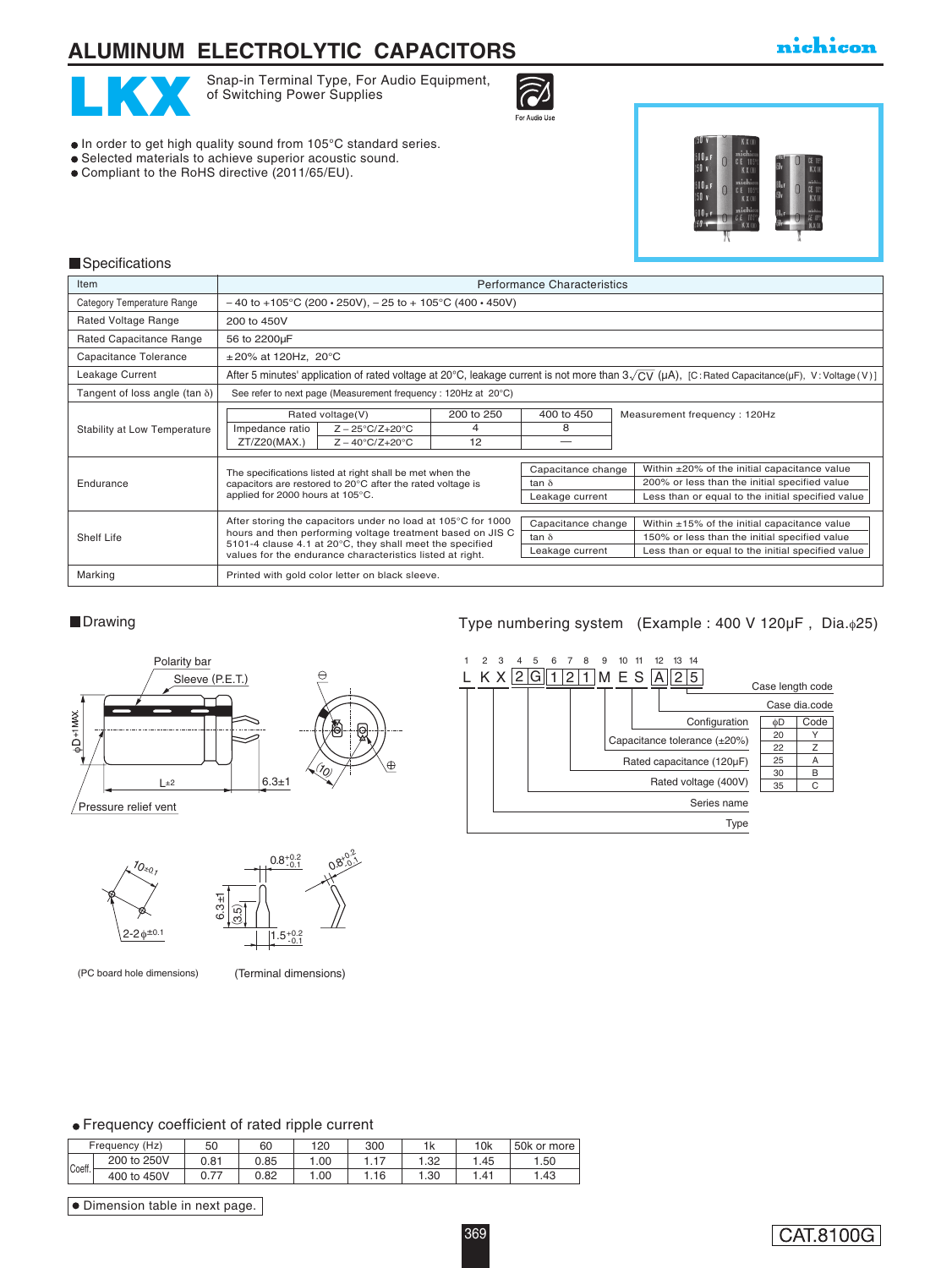# ALUMINUM ELECTROLYTIC CAPACITORS

nichicon

# LKX

Snap-in Terminal Type, For Audio Equipment, of Switching Power Supplies

For Audio Use

- In order to get high quality sound from 105°C standard series.
- Selected materials to achieve superior acoustic sound.
- Compliant to the RoHS directive (2011/65/EU).

## Specifications

| Item | Performance Characteristics |
|---|---|
| Category Temperature Range | – 40 to +105°C (200 • 250V), – 25 to + 105°C (400 • 450V) |
| Rated Voltage Range | 200 to 450V |
| Rated Capacitance Range | 56 to 2200µF |
| Capacitance Tolerance | ±20% at 120Hz, 20°C |
| Leakage Current | After 5 minutes' application of rated voltage at 20°C, leakage current is not more than $3\sqrt{CV}$ (µA), [C: Rated Capacitance(µF), V: Voltage (V)] |
| Tangent of loss angle (tan δ) | See refer to next page (Measurement frequency : 120Hz at 20°C) |
| Stability at Low Temperature | Rated voltage(V): 200 to 250 / 400 to 450; Impedance ratio ZT/Z20(MAX.) Z – 25°C/Z+20°C: 4 / 8; Z – 40°C/Z+20°C: 12 / —; Measurement frequency : 120Hz |
| Endurance | The specifications listed at right shall be met when the capacitors are restored to 20°C after the rated voltage is applied for 2000 hours at 105°C. Capacitance change: Within ±20% of the initial capacitance value; tan δ: 200% or less than the initial specified value; Leakage current: Less than or equal to the initial specified value |
| Shelf Life | After storing the capacitors under no load at 105°C for 1000 hours and then performing voltage treatment based on JIS C 5101-4 clause 4.1 at 20°C, they shall meet the specified values for the endurance characteristics listed at right. Capacitance change: Within ±15% of the initial capacitance value; tan δ: 150% or less than the initial specified value; Leakage current: Less than or equal to the initial specified value |
| Marking | Printed with gold color letter on black sleeve. |

Stability at Low Temperature:

| Rated voltage(V) | | 200 to 250 | 400 to 450 |
|---|---|---|---|
| Impedance ratio ZT/Z20(MAX.) | Z – 25°C/Z+20°C | 4 | 8 |
| | Z – 40°C/Z+20°C | 12 | — |

## Drawing

Polarity bar, Sleeve (P.E.T.), φD+1 MAX., L±2, 6.3±1, (10), Pressure relief vent

10±0.1, 2-2φ±0.1 (PC board hole dimensions)

0.8 $^{+0.2}_{-0.1}$, 6.3±1, (3.5), 1.5 $^{+0.2}_{-0.1}$ (Terminal dimensions)

## Type numbering system (Example : 400 V 120µF , Dia.φ25)

| 1 | 2 | 3 | 4 | 5 | 6 | 7 | 8 | 9 | 10 | 11 | 12 | 13 | 14 |
|---|---|---|---|---|---|---|---|---|---|---|---|---|---|
| L | K | X | 2 | G | 1 | 2 | 1 | M | E | S | A | 2 | 5 |

- Case length code (13–14)
- Case dia.code (12)
- Configuration (10–11)
- Capacitance tolerance (±20%) (9)
- Rated capacitance (120µF) (6–8)
- Rated voltage (400V) (4–5)
- Series name (2–3)
- Type (1)

| φD | Code |
|---|---|
| 20 | Y |
| 22 | Z |
| 25 | A |
| 30 | B |
| 35 | C |

- Frequency coefficient of rated ripple current

| Frequency (Hz) | | 50 | 60 | 120 | 300 | 1k | 10k | 50k or more |
|---|---|---|---|---|---|---|---|---|
| Coeff. | 200 to 250V | 0.81 | 0.85 | 1.00 | 1.17 | 1.32 | 1.45 | 1.50 |
| | 400 to 450V | 0.77 | 0.82 | 1.00 | 1.16 | 1.30 | 1.41 | 1.43 |

- Dimension table in next page.

CAT.8100G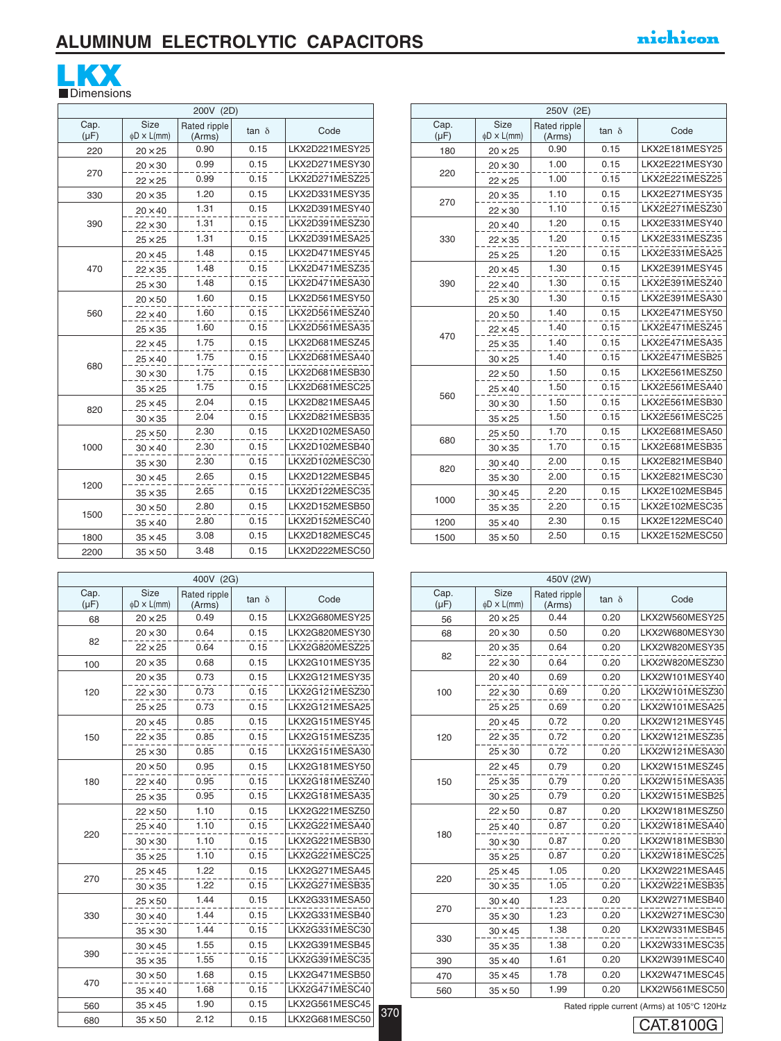# ALUMINUM ELECTROLYTIC CAPACITORS

nichicon

## LKX

### Dimensions

| 200V (2D) | | | | |
|---|---|---|---|---|
| Cap. (μF) | Size φD × L(mm) | Rated ripple (Arms) | tan δ | Code |
| 220 | 20 × 25 | 0.90 | 0.15 | LKX2D221MESY25 |
| 270 | 20 × 30 | 0.99 | 0.15 | LKX2D271MESY30 |
| | 22 × 25 | 0.99 | 0.15 | LKX2D271MESZ25 |
| 330 | 20 × 35 | 1.20 | 0.15 | LKX2D331MESY35 |
| 390 | 20 × 40 | 1.31 | 0.15 | LKX2D391MESY40 |
| | 22 × 30 | 1.31 | 0.15 | LKX2D391MESZ30 |
| | 25 × 25 | 1.31 | 0.15 | LKX2D391MESA25 |
| 470 | 20 × 45 | 1.48 | 0.15 | LKX2D471MESY45 |
| | 22 × 35 | 1.48 | 0.15 | LKX2D471MESZ35 |
| | 25 × 30 | 1.48 | 0.15 | LKX2D471MESA30 |
| 560 | 20 × 50 | 1.60 | 0.15 | LKX2D561MESY50 |
| | 22 × 40 | 1.60 | 0.15 | LKX2D561MESZ40 |
| | 25 × 35 | 1.60 | 0.15 | LKX2D561MESA35 |
| 680 | 22 × 45 | 1.75 | 0.15 | LKX2D681MESZ45 |
| | 25 × 40 | 1.75 | 0.15 | LKX2D681MESA40 |
| | 30 × 30 | 1.75 | 0.15 | LKX2D681MESB30 |
| | 35 × 25 | 1.75 | 0.15 | LKX2D681MESC25 |
| 820 | 25 × 45 | 2.04 | 0.15 | LKX2D821MESA45 |
| | 30 × 35 | 2.04 | 0.15 | LKX2D821MESB35 |
| 1000 | 25 × 50 | 2.30 | 0.15 | LKX2D102MESA50 |
| | 30 × 40 | 2.30 | 0.15 | LKX2D102MESB40 |
| | 35 × 30 | 2.30 | 0.15 | LKX2D102MESC30 |
| 1200 | 30 × 45 | 2.65 | 0.15 | LKX2D122MESB45 |
| | 35 × 35 | 2.65 | 0.15 | LKX2D122MESC35 |
| 1500 | 30 × 50 | 2.80 | 0.15 | LKX2D152MESB50 |
| | 35 × 40 | 2.80 | 0.15 | LKX2D152MESC40 |
| 1800 | 35 × 45 | 3.08 | 0.15 | LKX2D182MESC45 |
| 2200 | 35 × 50 | 3.48 | 0.15 | LKX2D222MESC50 |

| 250V (2E) | | | | |
|---|---|---|---|---|
| Cap. (μF) | Size φD × L(mm) | Rated ripple (Arms) | tan δ | Code |
| 180 | 20 × 25 | 0.90 | 0.15 | LKX2E181MESY25 |
| 220 | 20 × 30 | 1.00 | 0.15 | LKX2E221MESY30 |
| | 22 × 25 | 1.00 | 0.15 | LKX2E221MESZ25 |
| 270 | 20 × 35 | 1.10 | 0.15 | LKX2E271MESY35 |
| | 22 × 30 | 1.10 | 0.15 | LKX2E271MESZ30 |
| 330 | 20 × 40 | 1.20 | 0.15 | LKX2E331MESY40 |
| | 22 × 35 | 1.20 | 0.15 | LKX2E331MESZ35 |
| | 25 × 25 | 1.20 | 0.15 | LKX2E331MESA25 |
| 390 | 20 × 45 | 1.30 | 0.15 | LKX2E391MESY45 |
| | 22 × 40 | 1.30 | 0.15 | LKX2E391MESZ40 |
| | 25 × 30 | 1.30 | 0.15 | LKX2E391MESA30 |
| 470 | 20 × 50 | 1.40 | 0.15 | LKX2E471MESY50 |
| | 22 × 45 | 1.40 | 0.15 | LKX2E471MESZ45 |
| | 25 × 35 | 1.40 | 0.15 | LKX2E471MESA35 |
| | 30 × 25 | 1.40 | 0.15 | LKX2E471MESB25 |
| 560 | 22 × 50 | 1.50 | 0.15 | LKX2E561MESZ50 |
| | 25 × 40 | 1.50 | 0.15 | LKX2E561MESA40 |
| | 30 × 30 | 1.50 | 0.15 | LKX2E561MESB30 |
| | 35 × 25 | 1.50 | 0.15 | LKX2E561MESC25 |
| 680 | 25 × 50 | 1.70 | 0.15 | LKX2E681MESA50 |
| | 30 × 35 | 1.70 | 0.15 | LKX2E681MESB35 |
| 820 | 30 × 40 | 2.00 | 0.15 | LKX2E821MESB40 |
| | 35 × 30 | 2.00 | 0.15 | LKX2E821MESC30 |
| 1000 | 30 × 45 | 2.20 | 0.15 | LKX2E102MESB45 |
| | 35 × 35 | 2.20 | 0.15 | LKX2E102MESC35 |
| 1200 | 35 × 40 | 2.30 | 0.15 | LKX2E122MESC40 |
| 1500 | 35 × 50 | 2.50 | 0.15 | LKX2E152MESC50 |

| 400V (2G) | | | | |
|---|---|---|---|---|
| Cap. (μF) | Size φD × L(mm) | Rated ripple (Arms) | tan δ | Code |
| 68 | 20 × 25 | 0.49 | 0.15 | LKX2G680MESY25 |
| 82 | 20 × 30 | 0.64 | 0.15 | LKX2G820MESY30 |
| | 22 × 25 | 0.64 | 0.15 | LKX2G820MESZ25 |
| 100 | 20 × 35 | 0.68 | 0.15 | LKX2G101MESY35 |
| 120 | 20 × 35 | 0.73 | 0.15 | LKX2G121MESY35 |
| | 22 × 30 | 0.73 | 0.15 | LKX2G121MESZ30 |
| | 25 × 25 | 0.73 | 0.15 | LKX2G121MESA25 |
| 150 | 20 × 45 | 0.85 | 0.15 | LKX2G151MESY45 |
| | 22 × 35 | 0.85 | 0.15 | LKX2G151MESZ35 |
| | 25 × 30 | 0.85 | 0.15 | LKX2G151MESA30 |
| 180 | 20 × 50 | 0.95 | 0.15 | LKX2G181MESY50 |
| | 22 × 40 | 0.95 | 0.15 | LKX2G181MESZ40 |
| | 25 × 35 | 0.95 | 0.15 | LKX2G181MESA35 |
| 220 | 22 × 50 | 1.10 | 0.15 | LKX2G221MESZ50 |
| | 25 × 40 | 1.10 | 0.15 | LKX2G221MESA40 |
| | 30 × 30 | 1.10 | 0.15 | LKX2G221MESB30 |
| | 35 × 25 | 1.10 | 0.15 | LKX2G221MESC25 |
| 270 | 25 × 45 | 1.22 | 0.15 | LKX2G271MESA45 |
| | 30 × 35 | 1.22 | 0.15 | LKX2G271MESB35 |
| 330 | 25 × 50 | 1.44 | 0.15 | LKX2G331MESA50 |
| | 30 × 40 | 1.44 | 0.15 | LKX2G331MESB40 |
| | 35 × 30 | 1.44 | 0.15 | LKX2G331MESC30 |
| 390 | 30 × 45 | 1.55 | 0.15 | LKX2G391MESB45 |
| | 35 × 35 | 1.55 | 0.15 | LKX2G391MESC35 |
| 470 | 30 × 50 | 1.68 | 0.15 | LKX2G471MESB50 |
| | 35 × 40 | 1.68 | 0.15 | LKX2G471MESC40 |
| 560 | 35 × 45 | 1.90 | 0.15 | LKX2G561MESC45 |
| 680 | 35 × 50 | 2.12 | 0.15 | LKX2G681MESC50 |

| 450V (2W) | | | | |
|---|---|---|---|---|
| Cap. (μF) | Size φD × L(mm) | Rated ripple (Arms) | tan δ | Code |
| 56 | 20 × 25 | 0.44 | 0.20 | LKX2W560MESY25 |
| 68 | 20 × 30 | 0.50 | 0.20 | LKX2W680MESY30 |
| 82 | 20 × 35 | 0.64 | 0.20 | LKX2W820MESY35 |
| | 22 × 30 | 0.64 | 0.20 | LKX2W820MESZ30 |
| 100 | 20 × 40 | 0.69 | 0.20 | LKX2W101MESY40 |
| | 22 × 30 | 0.69 | 0.20 | LKX2W101MESZ30 |
| | 25 × 25 | 0.69 | 0.20 | LKX2W101MESA25 |
| 120 | 20 × 45 | 0.72 | 0.20 | LKX2W121MESY45 |
| | 22 × 35 | 0.72 | 0.20 | LKX2W121MESZ35 |
| | 25 × 30 | 0.72 | 0.20 | LKX2W121MESA30 |
| 150 | 22 × 45 | 0.79 | 0.20 | LKX2W151MESZ45 |
| | 25 × 35 | 0.79 | 0.20 | LKX2W151MESA35 |
| | 30 × 25 | 0.79 | 0.20 | LKX2W151MESB25 |
| 180 | 22 × 50 | 0.87 | 0.20 | LKX2W181MESZ50 |
| | 25 × 40 | 0.87 | 0.20 | LKX2W181MESA40 |
| | 30 × 30 | 0.87 | 0.20 | LKX2W181MESB30 |
| | 35 × 25 | 0.87 | 0.20 | LKX2W181MESC25 |
| 220 | 25 × 45 | 1.05 | 0.20 | LKX2W221MESA45 |
| | 30 × 35 | 1.05 | 0.20 | LKX2W221MESB35 |
| 270 | 30 × 40 | 1.23 | 0.20 | LKX2W271MESB40 |
| | 35 × 30 | 1.23 | 0.20 | LKX2W271MESC30 |
| 330 | 30 × 45 | 1.38 | 0.20 | LKX2W331MESB45 |
| | 35 × 35 | 1.38 | 0.20 | LKX2W331MESC35 |
| 390 | 35 × 40 | 1.61 | 0.20 | LKX2W391MESC40 |
| 470 | 35 × 45 | 1.78 | 0.20 | LKX2W471MESC45 |
| 560 | 35 × 50 | 1.99 | 0.20 | LKX2W561MESC50 |

Rated ripple current (Arms) at 105°C 120Hz

CAT.8100G